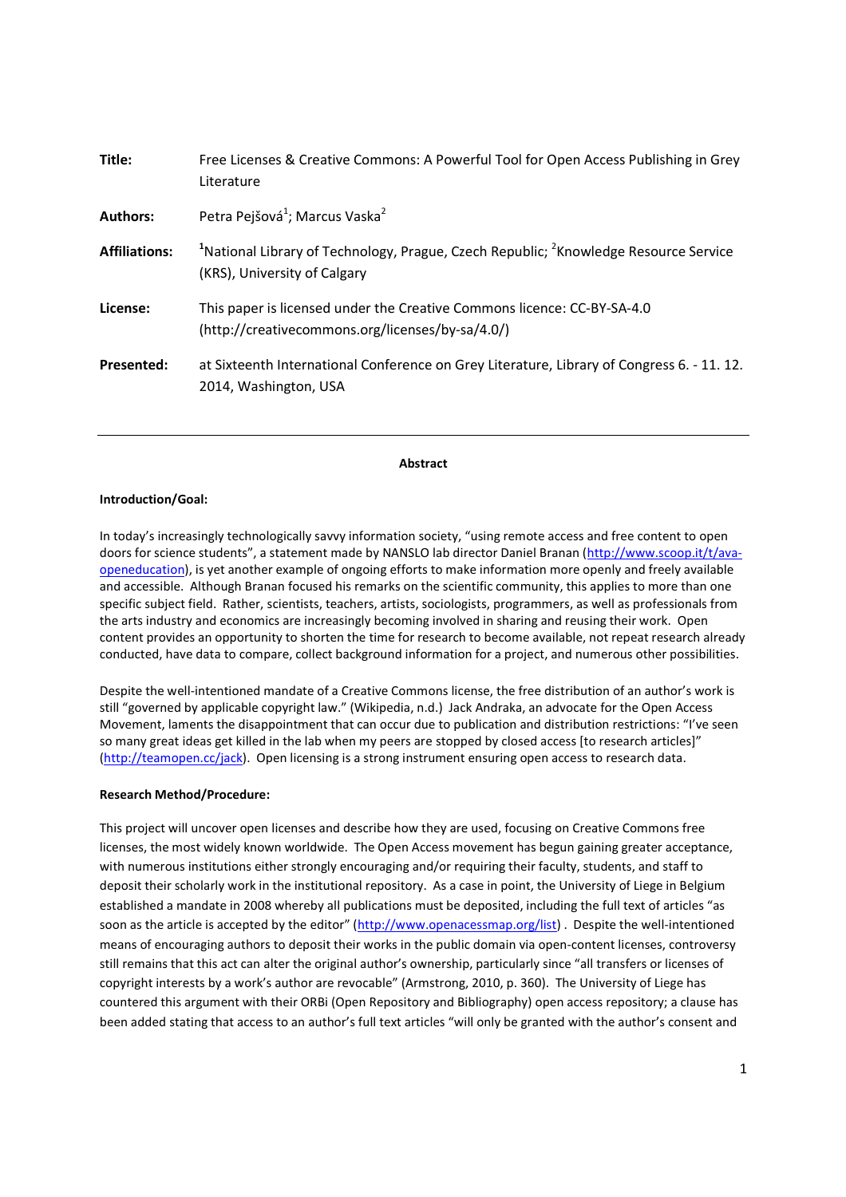**Title:** Free Licenses & Creative Commons: A Powerful Tool for Open Access Publishing in Grey Literature

**Authors:** Petra Pejšová[1]; Marcus Vaska[2]

**Affiliations:** [1]National Library of Technology, Prague, Czech Republic; [2]Knowledge Resource Service (KRS), University of Calgary

**License:** This paper is licensed under the Creative Commons licence: CC-BY-SA-4.0 (http://creativecommons.org/licenses/by-sa/4.0/)

**Presented:** at Sixteenth International Conference on Grey Literature, Library of Congress 6. - 11. 12. 2014, Washington, USA

---

## Abstract

### Introduction/Goal:

In today's increasingly technologically savvy information society, "using remote access and free content to open doors for science students", a statement made by NANSLO lab director Daniel Branan (http://www.scoop.it/t/ava-openeducation), is yet another example of ongoing efforts to make information more openly and freely available and accessible. Although Branan focused his remarks on the scientific community, this applies to more than one specific subject field. Rather, scientists, teachers, artists, sociologists, programmers, as well as professionals from the arts industry and economics are increasingly becoming involved in sharing and reusing their work. Open content provides an opportunity to shorten the time for research to become available, not repeat research already conducted, have data to compare, collect background information for a project, and numerous other possibilities.

Despite the well-intentioned mandate of a Creative Commons license, the free distribution of an author's work is still "governed by applicable copyright law." (Wikipedia, n.d.) Jack Andraka, an advocate for the Open Access Movement, laments the disappointment that can occur due to publication and distribution restrictions: "I've seen so many great ideas get killed in the lab when my peers are stopped by closed access [to research articles]" (http://teamopen.cc/jack). Open licensing is a strong instrument ensuring open access to research data.

### Research Method/Procedure:

This project will uncover open licenses and describe how they are used, focusing on Creative Commons free licenses, the most widely known worldwide. The Open Access movement has begun gaining greater acceptance, with numerous institutions either strongly encouraging and/or requiring their faculty, students, and staff to deposit their scholarly work in the institutional repository. As a case in point, the University of Liege in Belgium established a mandate in 2008 whereby all publications must be deposited, including the full text of articles "as soon as the article is accepted by the editor" (http://www.openacessmap.org/list). Despite the well-intentioned means of encouraging authors to deposit their works in the public domain via open-content licenses, controversy still remains that this act can alter the original author's ownership, particularly since "all transfers or licenses of copyright interests by a work's author are revocable" (Armstrong, 2010, p. 360). The University of Liege has countered this argument with their ORBi (Open Repository and Bibliography) open access repository; a clause has been added stating that access to an author's full text articles "will only be granted with the author's consent and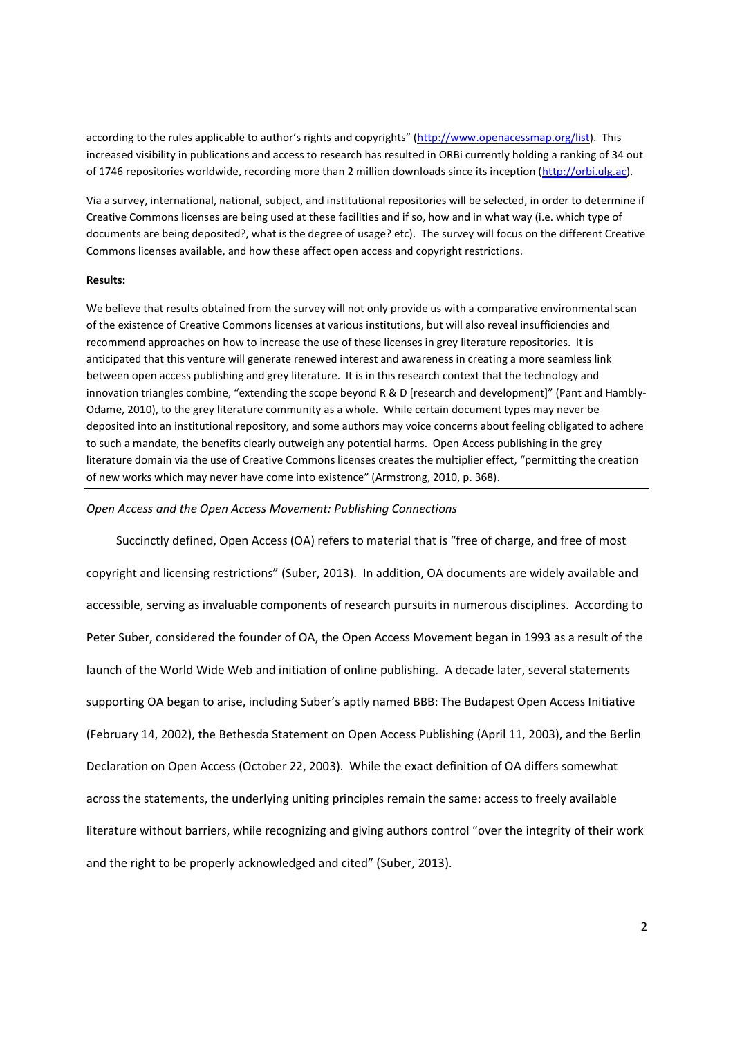according to the rules applicable to author's rights and copyrights" (http://www.openacessmap.org/list). This increased visibility in publications and access to research has resulted in ORBi currently holding a ranking of 34 out of 1746 repositories worldwide, recording more than 2 million downloads since its inception (http://orbi.ulg.ac).

Via a survey, international, national, subject, and institutional repositories will be selected, in order to determine if Creative Commons licenses are being used at these facilities and if so, how and in what way (i.e. which type of documents are being deposited?, what is the degree of usage? etc). The survey will focus on the different Creative Commons licenses available, and how these affect open access and copyright restrictions.

**Results:**

We believe that results obtained from the survey will not only provide us with a comparative environmental scan of the existence of Creative Commons licenses at various institutions, but will also reveal insufficiencies and recommend approaches on how to increase the use of these licenses in grey literature repositories. It is anticipated that this venture will generate renewed interest and awareness in creating a more seamless link between open access publishing and grey literature. It is in this research context that the technology and innovation triangles combine, "extending the scope beyond R & D [research and development]" (Pant and Hambly-Odame, 2010), to the grey literature community as a whole. While certain document types may never be deposited into an institutional repository, and some authors may voice concerns about feeling obligated to adhere to such a mandate, the benefits clearly outweigh any potential harms. Open Access publishing in the grey literature domain via the use of Creative Commons licenses creates the multiplier effect, "permitting the creation of new works which may never have come into existence" (Armstrong, 2010, p. 368).

---

*Open Access and the Open Access Movement: Publishing Connections*

Succinctly defined, Open Access (OA) refers to material that is "free of charge, and free of most copyright and licensing restrictions" (Suber, 2013). In addition, OA documents are widely available and accessible, serving as invaluable components of research pursuits in numerous disciplines. According to Peter Suber, considered the founder of OA, the Open Access Movement began in 1993 as a result of the launch of the World Wide Web and initiation of online publishing. A decade later, several statements supporting OA began to arise, including Suber's aptly named BBB: The Budapest Open Access Initiative (February 14, 2002), the Bethesda Statement on Open Access Publishing (April 11, 2003), and the Berlin Declaration on Open Access (October 22, 2003). While the exact definition of OA differs somewhat across the statements, the underlying uniting principles remain the same: access to freely available literature without barriers, while recognizing and giving authors control "over the integrity of their work and the right to be properly acknowledged and cited" (Suber, 2013).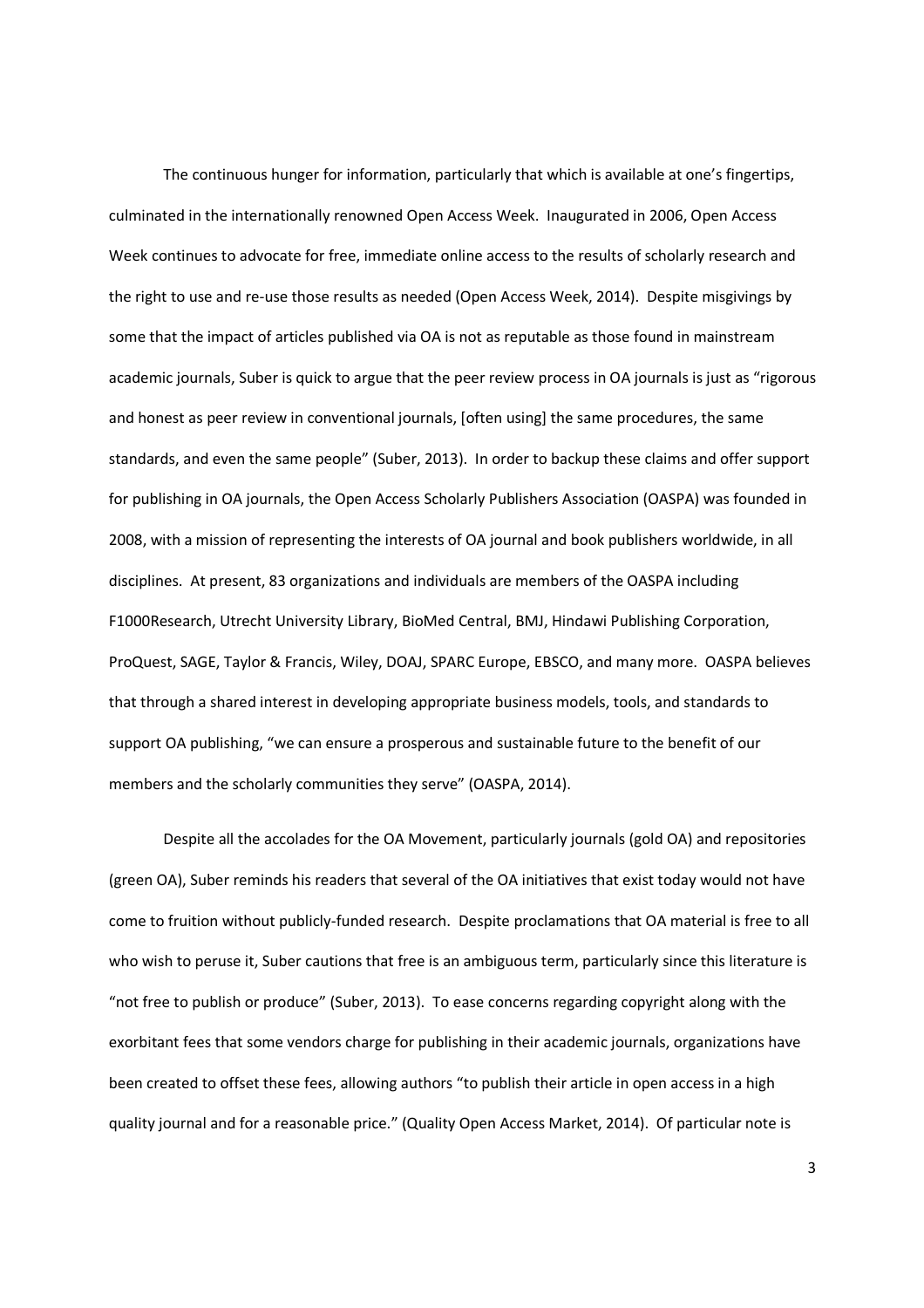The continuous hunger for information, particularly that which is available at one's fingertips, culminated in the internationally renowned Open Access Week. Inaugurated in 2006, Open Access Week continues to advocate for free, immediate online access to the results of scholarly research and the right to use and re-use those results as needed (Open Access Week, 2014). Despite misgivings by some that the impact of articles published via OA is not as reputable as those found in mainstream academic journals, Suber is quick to argue that the peer review process in OA journals is just as "rigorous and honest as peer review in conventional journals, [often using] the same procedures, the same standards, and even the same people" (Suber, 2013). In order to backup these claims and offer support for publishing in OA journals, the Open Access Scholarly Publishers Association (OASPA) was founded in 2008, with a mission of representing the interests of OA journal and book publishers worldwide, in all disciplines. At present, 83 organizations and individuals are members of the OASPA including F1000Research, Utrecht University Library, BioMed Central, BMJ, Hindawi Publishing Corporation, ProQuest, SAGE, Taylor & Francis, Wiley, DOAJ, SPARC Europe, EBSCO, and many more. OASPA believes that through a shared interest in developing appropriate business models, tools, and standards to support OA publishing, "we can ensure a prosperous and sustainable future to the benefit of our members and the scholarly communities they serve" (OASPA, 2014).

Despite all the accolades for the OA Movement, particularly journals (gold OA) and repositories (green OA), Suber reminds his readers that several of the OA initiatives that exist today would not have come to fruition without publicly-funded research. Despite proclamations that OA material is free to all who wish to peruse it, Suber cautions that free is an ambiguous term, particularly since this literature is "not free to publish or produce" (Suber, 2013). To ease concerns regarding copyright along with the exorbitant fees that some vendors charge for publishing in their academic journals, organizations have been created to offset these fees, allowing authors "to publish their article in open access in a high quality journal and for a reasonable price." (Quality Open Access Market, 2014). Of particular note is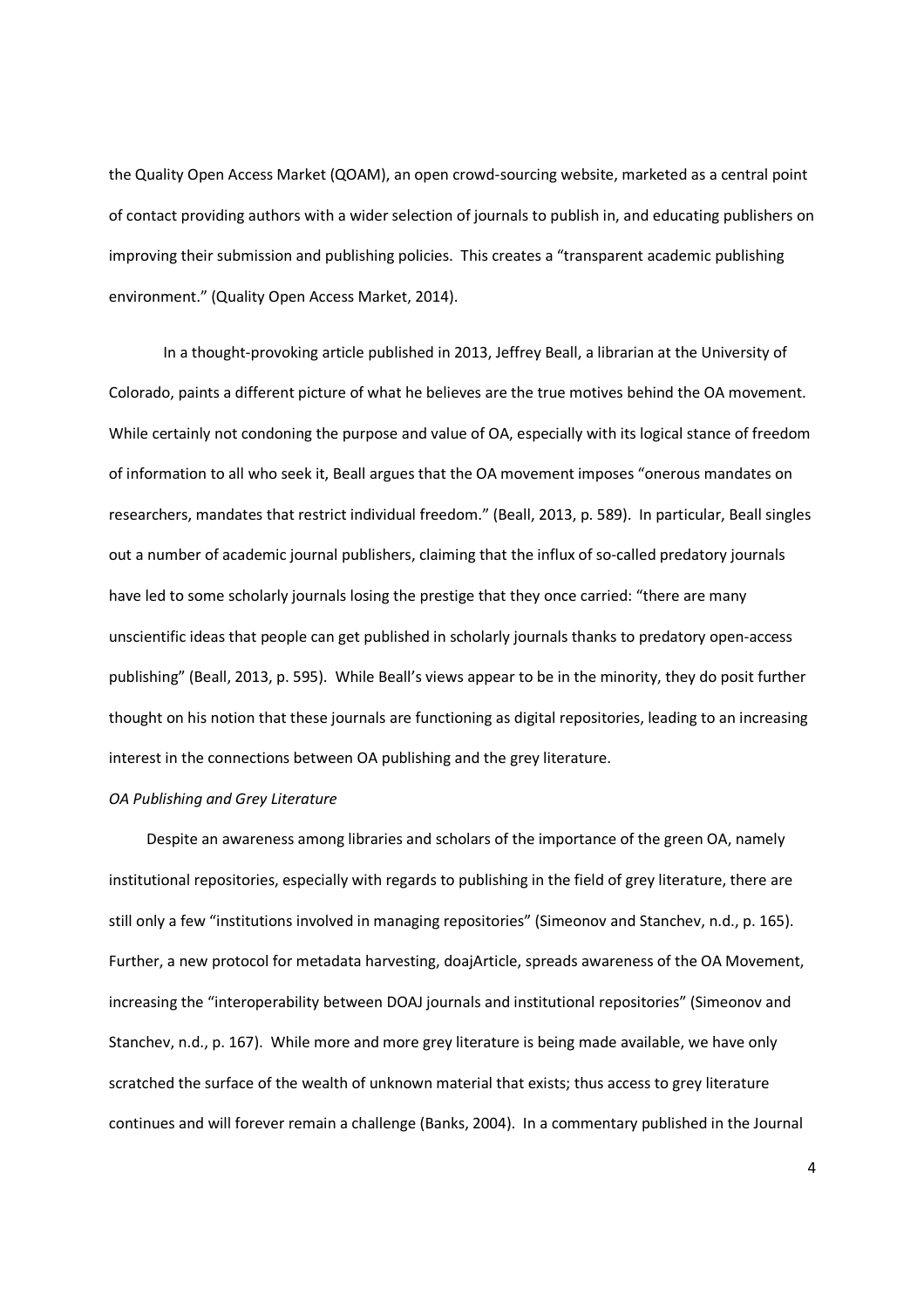the Quality Open Access Market (QOAM), an open crowd-sourcing website, marketed as a central point of contact providing authors with a wider selection of journals to publish in, and educating publishers on improving their submission and publishing policies. This creates a "transparent academic publishing environment." (Quality Open Access Market, 2014).

In a thought-provoking article published in 2013, Jeffrey Beall, a librarian at the University of Colorado, paints a different picture of what he believes are the true motives behind the OA movement. While certainly not condoning the purpose and value of OA, especially with its logical stance of freedom of information to all who seek it, Beall argues that the OA movement imposes "onerous mandates on researchers, mandates that restrict individual freedom." (Beall, 2013, p. 589). In particular, Beall singles out a number of academic journal publishers, claiming that the influx of so-called predatory journals have led to some scholarly journals losing the prestige that they once carried: "there are many unscientific ideas that people can get published in scholarly journals thanks to predatory open-access publishing" (Beall, 2013, p. 595). While Beall's views appear to be in the minority, they do posit further thought on his notion that these journals are functioning as digital repositories, leading to an increasing interest in the connections between OA publishing and the grey literature.

*OA Publishing and Grey Literature*

Despite an awareness among libraries and scholars of the importance of the green OA, namely institutional repositories, especially with regards to publishing in the field of grey literature, there are still only a few "institutions involved in managing repositories" (Simeonov and Stanchev, n.d., p. 165). Further, a new protocol for metadata harvesting, doajArticle, spreads awareness of the OA Movement, increasing the "interoperability between DOAJ journals and institutional repositories" (Simeonov and Stanchev, n.d., p. 167). While more and more grey literature is being made available, we have only scratched the surface of the wealth of unknown material that exists; thus access to grey literature continues and will forever remain a challenge (Banks, 2004). In a commentary published in the Journal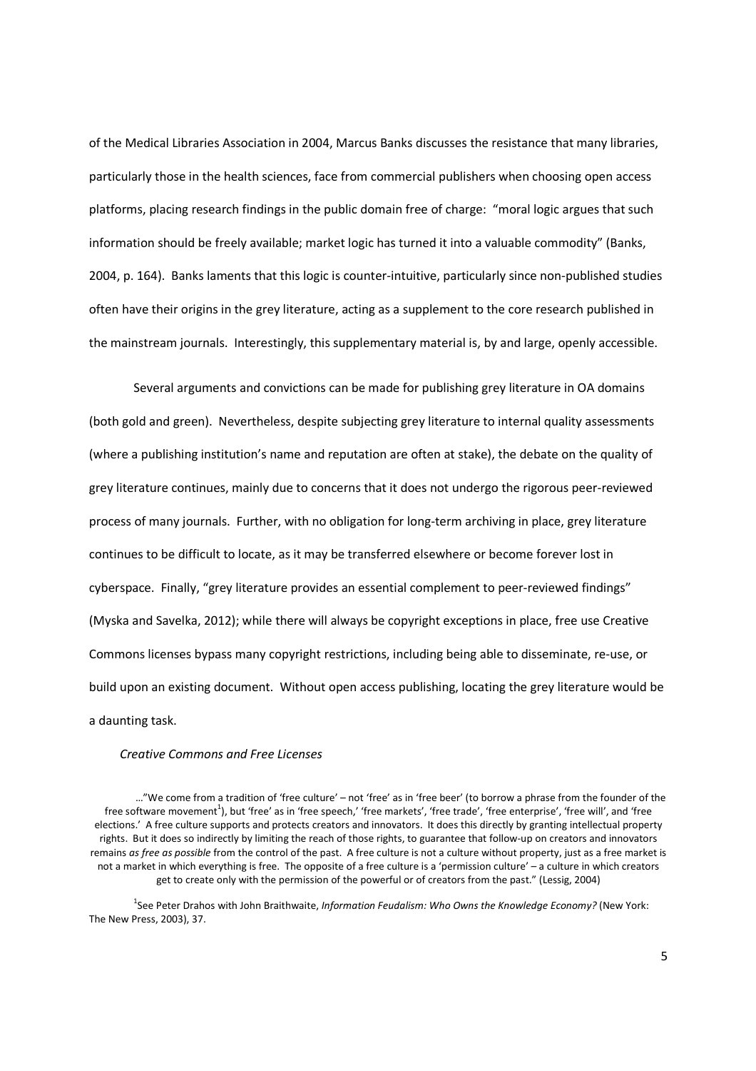of the Medical Libraries Association in 2004, Marcus Banks discusses the resistance that many libraries, particularly those in the health sciences, face from commercial publishers when choosing open access platforms, placing research findings in the public domain free of charge: "moral logic argues that such information should be freely available; market logic has turned it into a valuable commodity" (Banks, 2004, p. 164). Banks laments that this logic is counter-intuitive, particularly since non-published studies often have their origins in the grey literature, acting as a supplement to the core research published in the mainstream journals. Interestingly, this supplementary material is, by and large, openly accessible.

Several arguments and convictions can be made for publishing grey literature in OA domains (both gold and green). Nevertheless, despite subjecting grey literature to internal quality assessments (where a publishing institution's name and reputation are often at stake), the debate on the quality of grey literature continues, mainly due to concerns that it does not undergo the rigorous peer-reviewed process of many journals. Further, with no obligation for long-term archiving in place, grey literature continues to be difficult to locate, as it may be transferred elsewhere or become forever lost in cyberspace. Finally, "grey literature provides an essential complement to peer-reviewed findings" (Myska and Savelka, 2012); while there will always be copyright exceptions in place, free use Creative Commons licenses bypass many copyright restrictions, including being able to disseminate, re-use, or build upon an existing document. Without open access publishing, locating the grey literature would be a daunting task.

*Creative Commons and Free Licenses*

> …"We come from a tradition of 'free culture' – not 'free' as in 'free beer' (to borrow a phrase from the founder of the free software movement[1]), but 'free' as in 'free speech,' 'free markets', 'free trade', 'free enterprise', 'free will', and 'free elections.' A free culture supports and protects creators and innovators. It does this directly by granting intellectual property rights. But it does so indirectly by limiting the reach of those rights, to guarantee that follow-up on creators and innovators remains *as free as possible* from the control of the past. A free culture is not a culture without property, just as a free market is not a market in which everything is free. The opposite of a free culture is a 'permission culture' – a culture in which creators get to create only with the permission of the powerful or of creators from the past." (Lessig, 2004)

[1] See Peter Drahos with John Braithwaite, *Information Feudalism: Who Owns the Knowledge Economy?* (New York: The New Press, 2003), 37.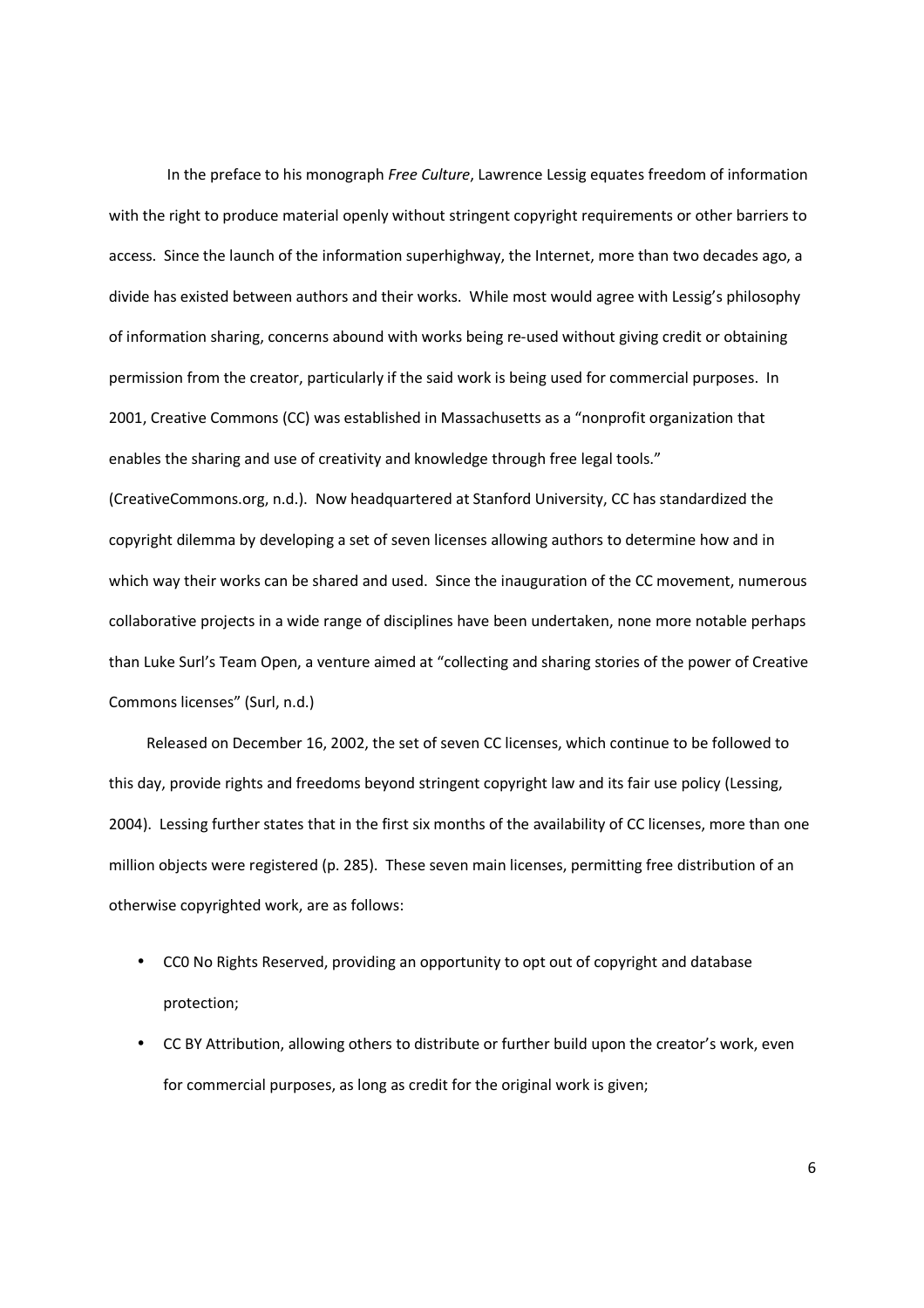In the preface to his monograph *Free Culture*, Lawrence Lessig equates freedom of information with the right to produce material openly without stringent copyright requirements or other barriers to access. Since the launch of the information superhighway, the Internet, more than two decades ago, a divide has existed between authors and their works. While most would agree with Lessig's philosophy of information sharing, concerns abound with works being re-used without giving credit or obtaining permission from the creator, particularly if the said work is being used for commercial purposes. In 2001, Creative Commons (CC) was established in Massachusetts as a "nonprofit organization that enables the sharing and use of creativity and knowledge through free legal tools." (CreativeCommons.org, n.d.). Now headquartered at Stanford University, CC has standardized the copyright dilemma by developing a set of seven licenses allowing authors to determine how and in which way their works can be shared and used. Since the inauguration of the CC movement, numerous collaborative projects in a wide range of disciplines have been undertaken, none more notable perhaps than Luke Surl's Team Open, a venture aimed at "collecting and sharing stories of the power of Creative Commons licenses" (Surl, n.d.)

Released on December 16, 2002, the set of seven CC licenses, which continue to be followed to this day, provide rights and freedoms beyond stringent copyright law and its fair use policy (Lessing, 2004). Lessing further states that in the first six months of the availability of CC licenses, more than one million objects were registered (p. 285). These seven main licenses, permitting free distribution of an otherwise copyrighted work, are as follows:

- CC0 No Rights Reserved, providing an opportunity to opt out of copyright and database protection;
- CC BY Attribution, allowing others to distribute or further build upon the creator's work, even for commercial purposes, as long as credit for the original work is given;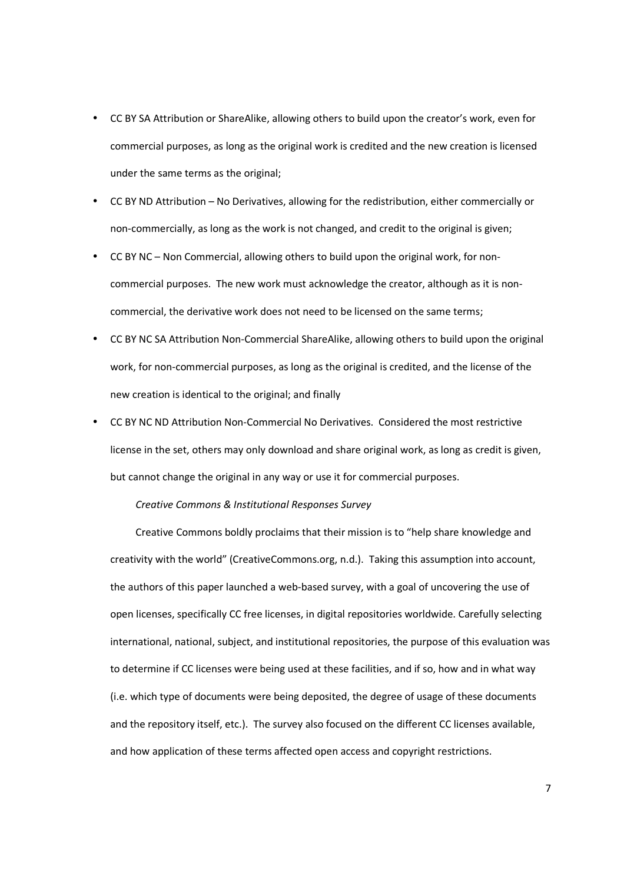- CC BY SA Attribution or ShareAlike, allowing others to build upon the creator's work, even for commercial purposes, as long as the original work is credited and the new creation is licensed under the same terms as the original;
- CC BY ND Attribution – No Derivatives, allowing for the redistribution, either commercially or non-commercially, as long as the work is not changed, and credit to the original is given;
- CC BY NC – Non Commercial, allowing others to build upon the original work, for non-commercial purposes. The new work must acknowledge the creator, although as it is non-commercial, the derivative work does not need to be licensed on the same terms;
- CC BY NC SA Attribution Non-Commercial ShareAlike, allowing others to build upon the original work, for non-commercial purposes, as long as the original is credited, and the license of the new creation is identical to the original; and finally
- CC BY NC ND Attribution Non-Commercial No Derivatives. Considered the most restrictive license in the set, others may only download and share original work, as long as credit is given, but cannot change the original in any way or use it for commercial purposes.

*Creative Commons & Institutional Responses Survey*

Creative Commons boldly proclaims that their mission is to "help share knowledge and creativity with the world" (CreativeCommons.org, n.d.). Taking this assumption into account, the authors of this paper launched a web-based survey, with a goal of uncovering the use of open licenses, specifically CC free licenses, in digital repositories worldwide. Carefully selecting international, national, subject, and institutional repositories, the purpose of this evaluation was to determine if CC licenses were being used at these facilities, and if so, how and in what way (i.e. which type of documents were being deposited, the degree of usage of these documents and the repository itself, etc.). The survey also focused on the different CC licenses available, and how application of these terms affected open access and copyright restrictions.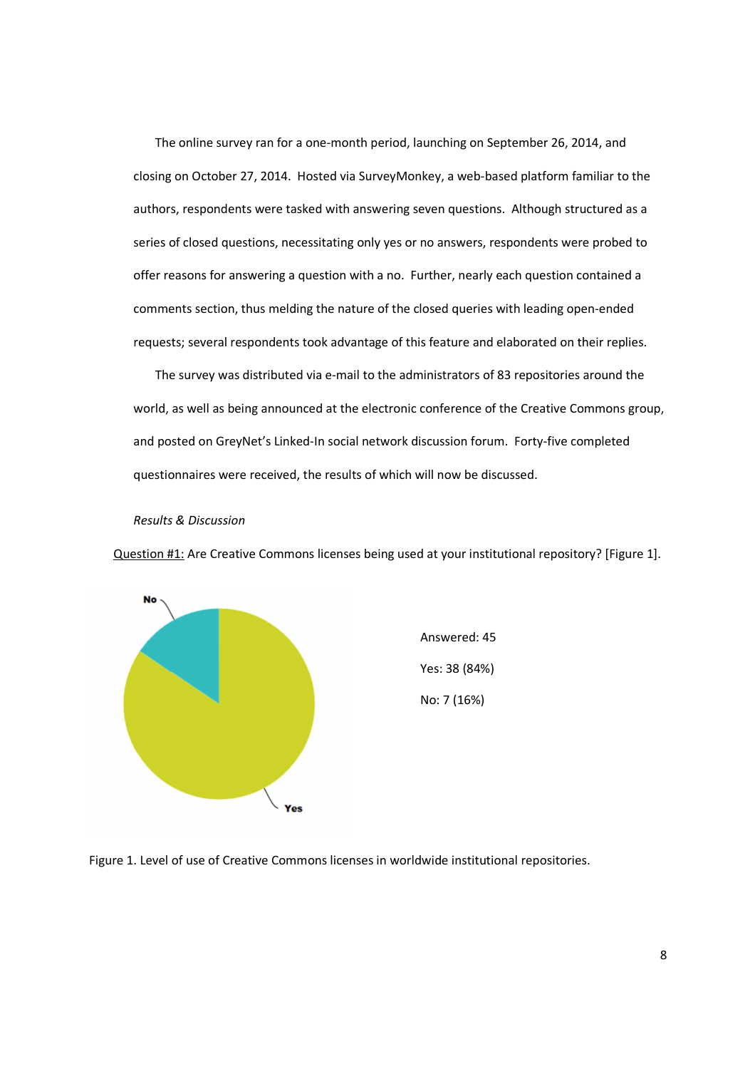The online survey ran for a one-month period, launching on September 26, 2014, and closing on October 27, 2014. Hosted via SurveyMonkey, a web-based platform familiar to the authors, respondents were tasked with answering seven questions. Although structured as a series of closed questions, necessitating only yes or no answers, respondents were probed to offer reasons for answering a question with a no. Further, nearly each question contained a comments section, thus melding the nature of the closed queries with leading open-ended requests; several respondents took advantage of this feature and elaborated on their replies.

The survey was distributed via e-mail to the administrators of 83 repositories around the world, as well as being announced at the electronic conference of the Creative Commons group, and posted on GreyNet's Linked-In social network discussion forum. Forty-five completed questionnaires were received, the results of which will now be discussed.

*Results & Discussion*

Question #1: Are Creative Commons licenses being used at your institutional repository? [Figure 1].

Answered: 45

Yes: 38 (84%)

No: 7 (16%)

Figure 1. Level of use of Creative Commons licenses in worldwide institutional repositories.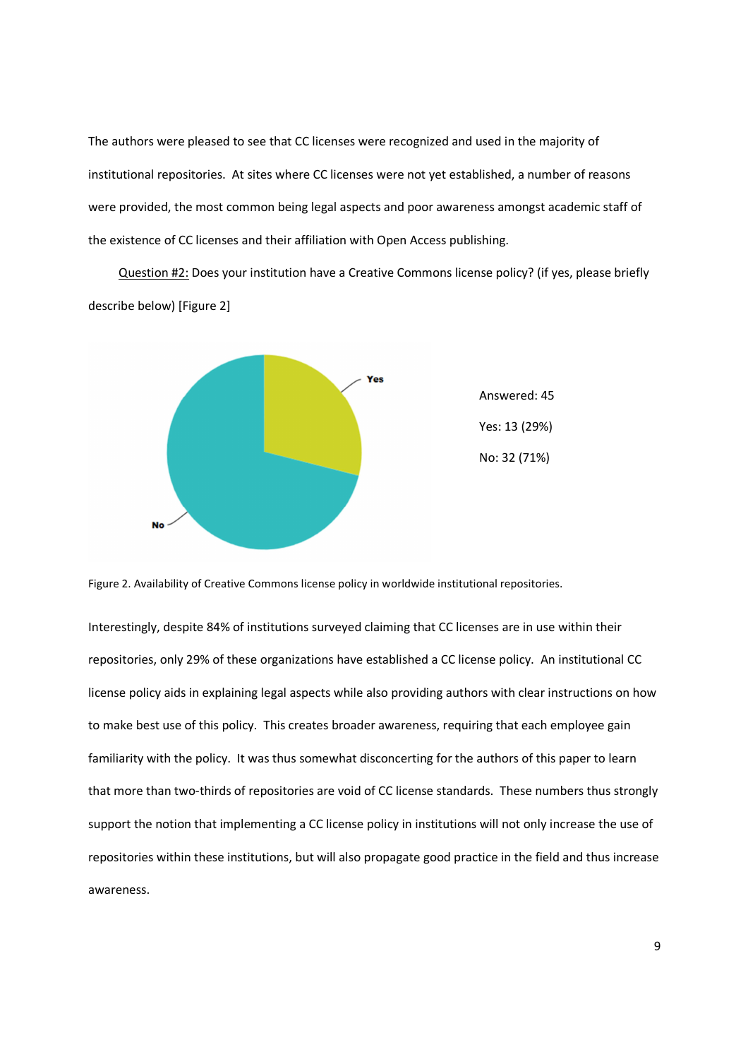The authors were pleased to see that CC licenses were recognized and used in the majority of institutional repositories. At sites where CC licenses were not yet established, a number of reasons were provided, the most common being legal aspects and poor awareness amongst academic staff of the existence of CC licenses and their affiliation with Open Access publishing.

Question #2: Does your institution have a Creative Commons license policy? (if yes, please briefly describe below) [Figure 2]

Answered: 45

Yes: 13 (29%)

No: 32 (71%)

Figure 2. Availability of Creative Commons license policy in worldwide institutional repositories.

Interestingly, despite 84% of institutions surveyed claiming that CC licenses are in use within their repositories, only 29% of these organizations have established a CC license policy. An institutional CC license policy aids in explaining legal aspects while also providing authors with clear instructions on how to make best use of this policy. This creates broader awareness, requiring that each employee gain familiarity with the policy. It was thus somewhat disconcerting for the authors of this paper to learn that more than two-thirds of repositories are void of CC license standards. These numbers thus strongly support the notion that implementing a CC license policy in institutions will not only increase the use of repositories within these institutions, but will also propagate good practice in the field and thus increase awareness.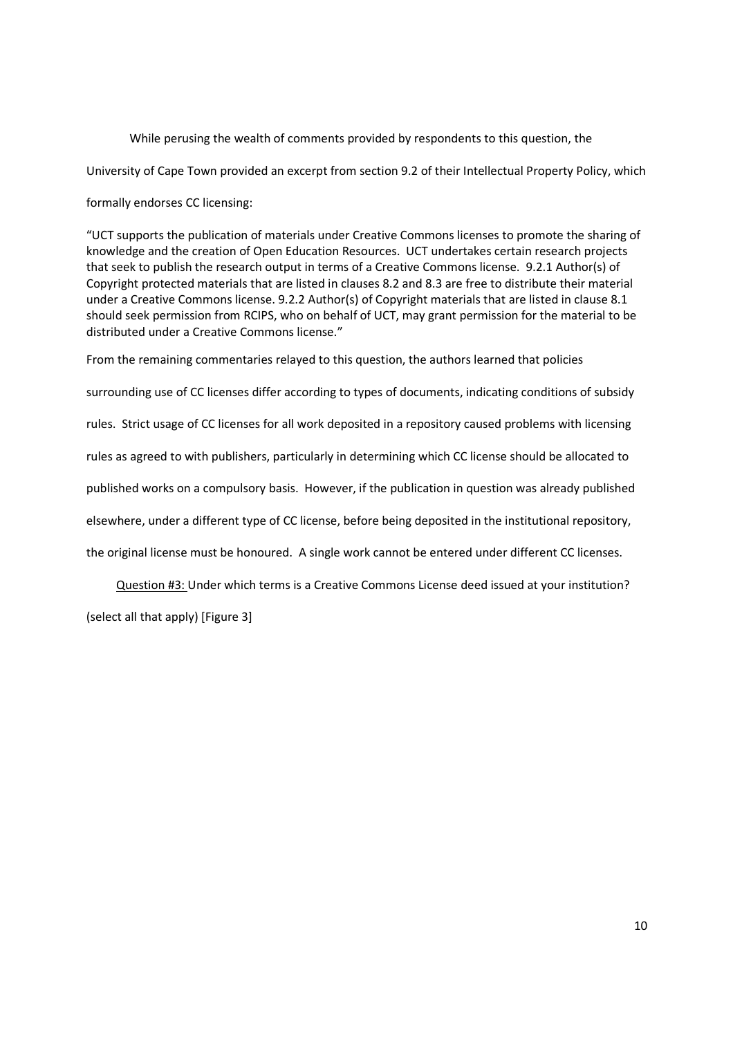While perusing the wealth of comments provided by respondents to this question, the University of Cape Town provided an excerpt from section 9.2 of their Intellectual Property Policy, which formally endorses CC licensing:

"UCT supports the publication of materials under Creative Commons licenses to promote the sharing of knowledge and the creation of Open Education Resources. UCT undertakes certain research projects that seek to publish the research output in terms of a Creative Commons license. 9.2.1 Author(s) of Copyright protected materials that are listed in clauses 8.2 and 8.3 are free to distribute their material under a Creative Commons license. 9.2.2 Author(s) of Copyright materials that are listed in clause 8.1 should seek permission from RCIPS, who on behalf of UCT, may grant permission for the material to be distributed under a Creative Commons license."

From the remaining commentaries relayed to this question, the authors learned that policies surrounding use of CC licenses differ according to types of documents, indicating conditions of subsidy rules. Strict usage of CC licenses for all work deposited in a repository caused problems with licensing rules as agreed to with publishers, particularly in determining which CC license should be allocated to published works on a compulsory basis. However, if the publication in question was already published elsewhere, under a different type of CC license, before being deposited in the institutional repository, the original license must be honoured. A single work cannot be entered under different CC licenses.

Question #3: Under which terms is a Creative Commons License deed issued at your institution? (select all that apply) [Figure 3]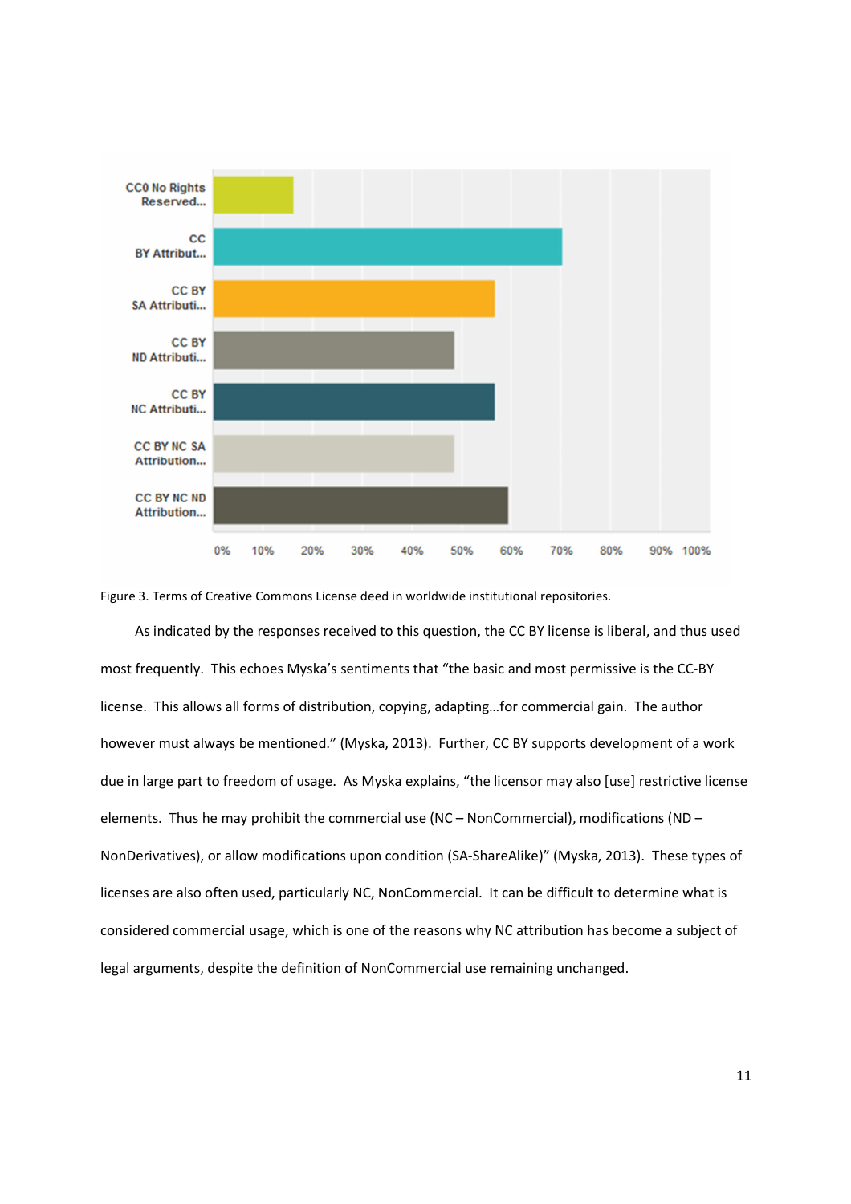Figure 3. Terms of Creative Commons License deed in worldwide institutional repositories.

As indicated by the responses received to this question, the CC BY license is liberal, and thus used most frequently. This echoes Myska's sentiments that "the basic and most permissive is the CC-BY license. This allows all forms of distribution, copying, adapting…for commercial gain. The author however must always be mentioned." (Myska, 2013). Further, CC BY supports development of a work due in large part to freedom of usage. As Myska explains, "the licensor may also [use] restrictive license elements. Thus he may prohibit the commercial use (NC – NonCommercial), modifications (ND – NonDerivatives), or allow modifications upon condition (SA-ShareAlike)" (Myska, 2013). These types of licenses are also often used, particularly NC, NonCommercial. It can be difficult to determine what is considered commercial usage, which is one of the reasons why NC attribution has become a subject of legal arguments, despite the definition of NonCommercial use remaining unchanged.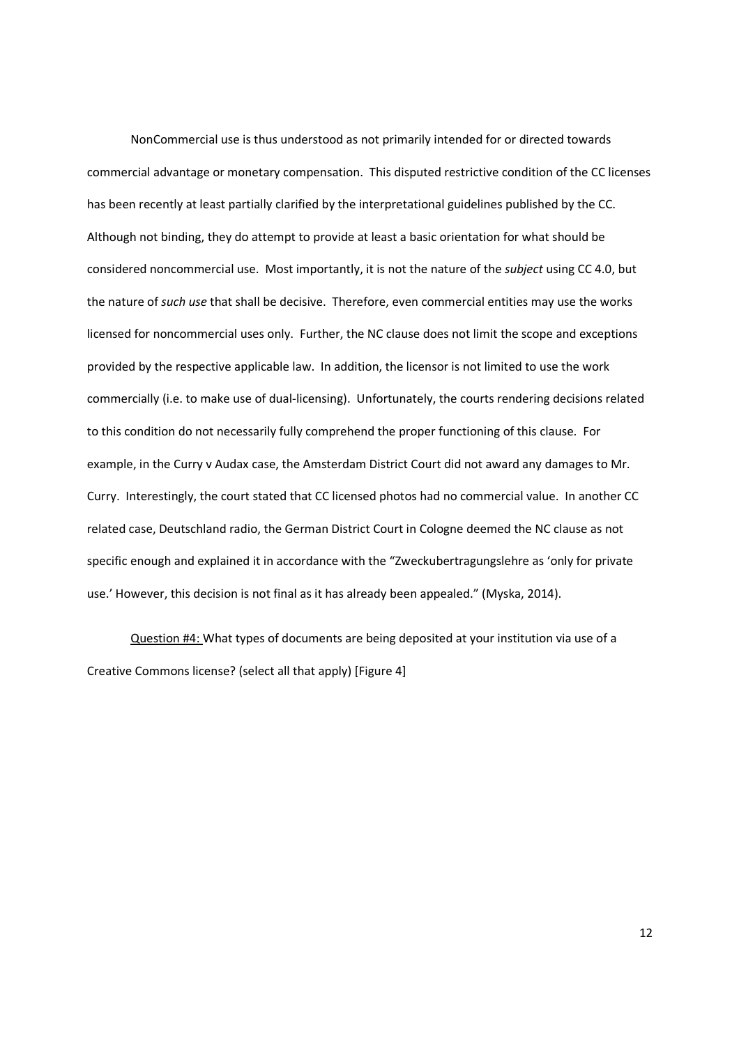NonCommercial use is thus understood as not primarily intended for or directed towards commercial advantage or monetary compensation. This disputed restrictive condition of the CC licenses has been recently at least partially clarified by the interpretational guidelines published by the CC. Although not binding, they do attempt to provide at least a basic orientation for what should be considered noncommercial use. Most importantly, it is not the nature of the *subject* using CC 4.0, but the nature of *such use* that shall be decisive. Therefore, even commercial entities may use the works licensed for noncommercial uses only. Further, the NC clause does not limit the scope and exceptions provided by the respective applicable law. In addition, the licensor is not limited to use the work commercially (i.e. to make use of dual-licensing). Unfortunately, the courts rendering decisions related to this condition do not necessarily fully comprehend the proper functioning of this clause. For example, in the Curry v Audax case, the Amsterdam District Court did not award any damages to Mr. Curry. Interestingly, the court stated that CC licensed photos had no commercial value. In another CC related case, Deutschland radio, the German District Court in Cologne deemed the NC clause as not specific enough and explained it in accordance with the "Zweckubertragungslehre as 'only for private use.' However, this decision is not final as it has already been appealed." (Myska, 2014).

<u>Question #4:</u> What types of documents are being deposited at your institution via use of a Creative Commons license? (select all that apply) [Figure 4]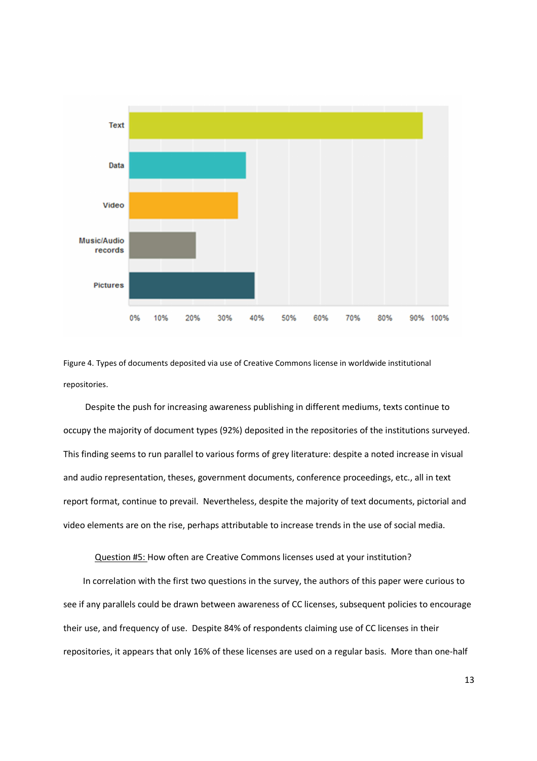Figure 4. Types of documents deposited via use of Creative Commons license in worldwide institutional repositories.

Despite the push for increasing awareness publishing in different mediums, texts continue to occupy the majority of document types (92%) deposited in the repositories of the institutions surveyed. This finding seems to run parallel to various forms of grey literature: despite a noted increase in visual and audio representation, theses, government documents, conference proceedings, etc., all in text report format, continue to prevail. Nevertheless, despite the majority of text documents, pictorial and video elements are on the rise, perhaps attributable to increase trends in the use of social media.

Question #5: How often are Creative Commons licenses used at your institution?

In correlation with the first two questions in the survey, the authors of this paper were curious to see if any parallels could be drawn between awareness of CC licenses, subsequent policies to encourage their use, and frequency of use. Despite 84% of respondents claiming use of CC licenses in their repositories, it appears that only 16% of these licenses are used on a regular basis. More than one-half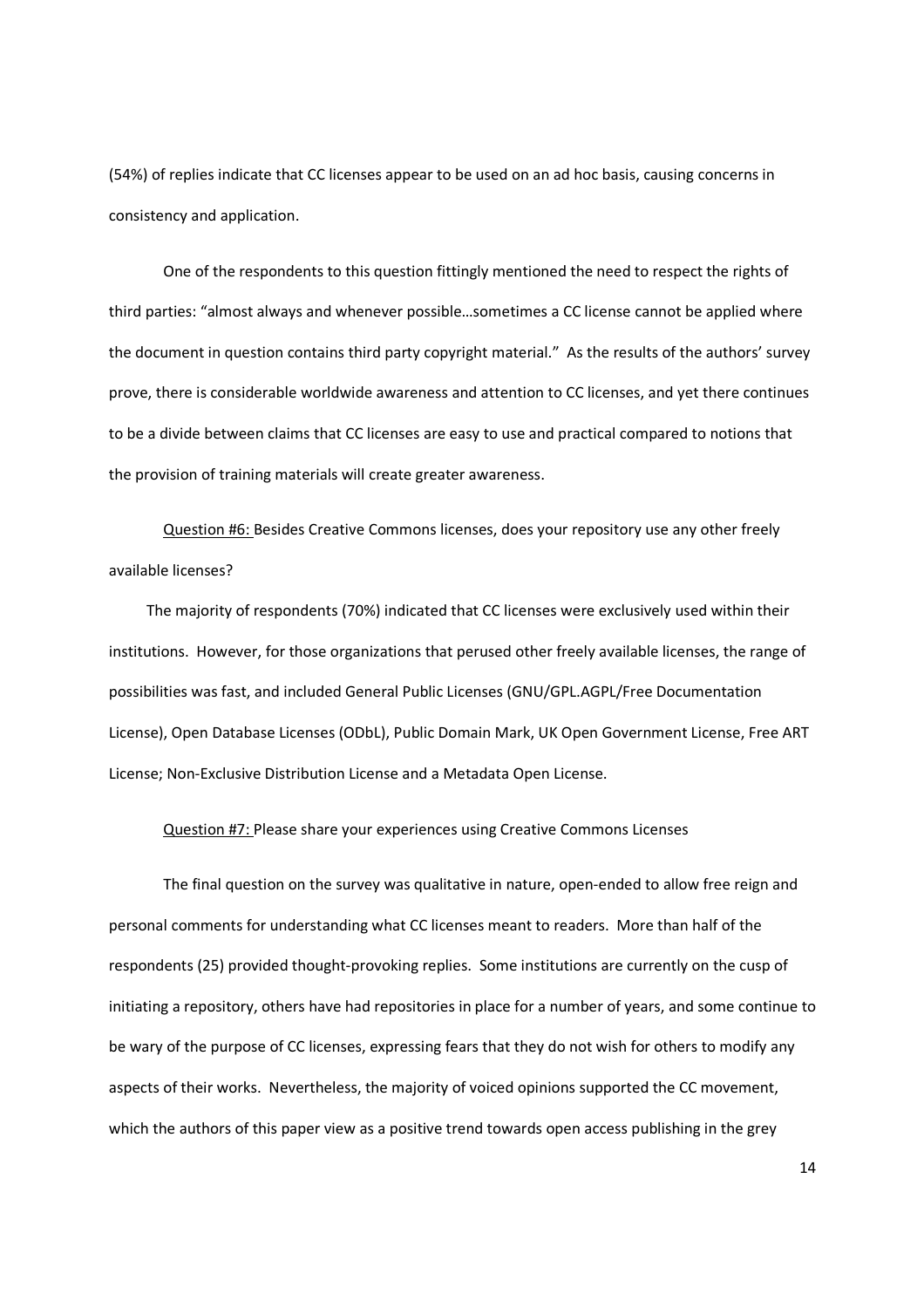(54%) of replies indicate that CC licenses appear to be used on an ad hoc basis, causing concerns in consistency and application.

One of the respondents to this question fittingly mentioned the need to respect the rights of third parties: "almost always and whenever possible…sometimes a CC license cannot be applied where the document in question contains third party copyright material." As the results of the authors' survey prove, there is considerable worldwide awareness and attention to CC licenses, and yet there continues to be a divide between claims that CC licenses are easy to use and practical compared to notions that the provision of training materials will create greater awareness.

<u>Question #6:</u> Besides Creative Commons licenses, does your repository use any other freely available licenses?

The majority of respondents (70%) indicated that CC licenses were exclusively used within their institutions. However, for those organizations that perused other freely available licenses, the range of possibilities was fast, and included General Public Licenses (GNU/GPL.AGPL/Free Documentation License), Open Database Licenses (ODbL), Public Domain Mark, UK Open Government License, Free ART License; Non-Exclusive Distribution License and a Metadata Open License.

<u>Question #7:</u> Please share your experiences using Creative Commons Licenses

The final question on the survey was qualitative in nature, open-ended to allow free reign and personal comments for understanding what CC licenses meant to readers. More than half of the respondents (25) provided thought-provoking replies. Some institutions are currently on the cusp of initiating a repository, others have had repositories in place for a number of years, and some continue to be wary of the purpose of CC licenses, expressing fears that they do not wish for others to modify any aspects of their works. Nevertheless, the majority of voiced opinions supported the CC movement, which the authors of this paper view as a positive trend towards open access publishing in the grey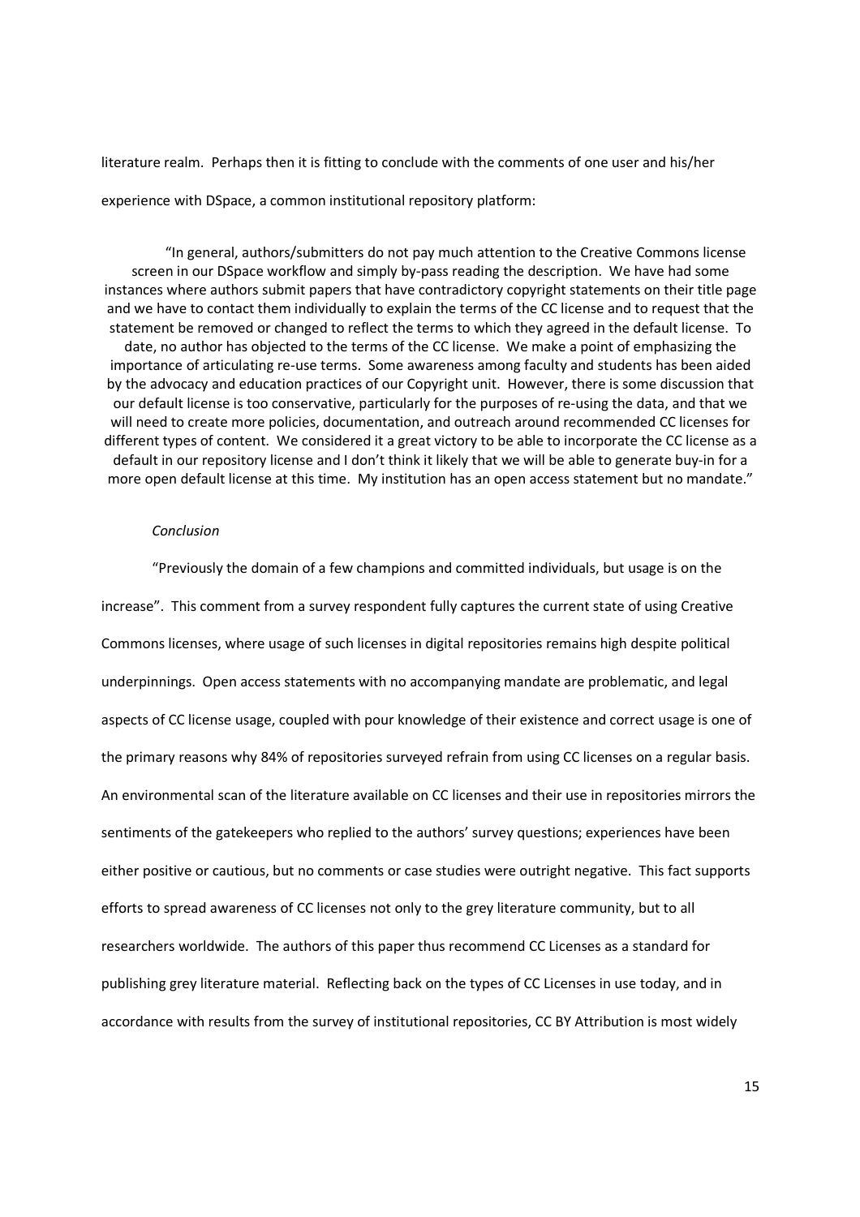literature realm. Perhaps then it is fitting to conclude with the comments of one user and his/her experience with DSpace, a common institutional repository platform:

> "In general, authors/submitters do not pay much attention to the Creative Commons license screen in our DSpace workflow and simply by-pass reading the description. We have had some instances where authors submit papers that have contradictory copyright statements on their title page and we have to contact them individually to explain the terms of the CC license and to request that the statement be removed or changed to reflect the terms to which they agreed in the default license. To date, no author has objected to the terms of the CC license. We make a point of emphasizing the importance of articulating re-use terms. Some awareness among faculty and students has been aided by the advocacy and education practices of our Copyright unit. However, there is some discussion that our default license is too conservative, particularly for the purposes of re-using the data, and that we will need to create more policies, documentation, and outreach around recommended CC licenses for different types of content. We considered it a great victory to be able to incorporate the CC license as a default in our repository license and I don't think it likely that we will be able to generate buy-in for a more open default license at this time. My institution has an open access statement but no mandate."

*Conclusion*

"Previously the domain of a few champions and committed individuals, but usage is on the increase". This comment from a survey respondent fully captures the current state of using Creative Commons licenses, where usage of such licenses in digital repositories remains high despite political underpinnings. Open access statements with no accompanying mandate are problematic, and legal aspects of CC license usage, coupled with pour knowledge of their existence and correct usage is one of the primary reasons why 84% of repositories surveyed refrain from using CC licenses on a regular basis. An environmental scan of the literature available on CC licenses and their use in repositories mirrors the sentiments of the gatekeepers who replied to the authors' survey questions; experiences have been either positive or cautious, but no comments or case studies were outright negative. This fact supports efforts to spread awareness of CC licenses not only to the grey literature community, but to all researchers worldwide. The authors of this paper thus recommend CC Licenses as a standard for publishing grey literature material. Reflecting back on the types of CC Licenses in use today, and in accordance with results from the survey of institutional repositories, CC BY Attribution is most widely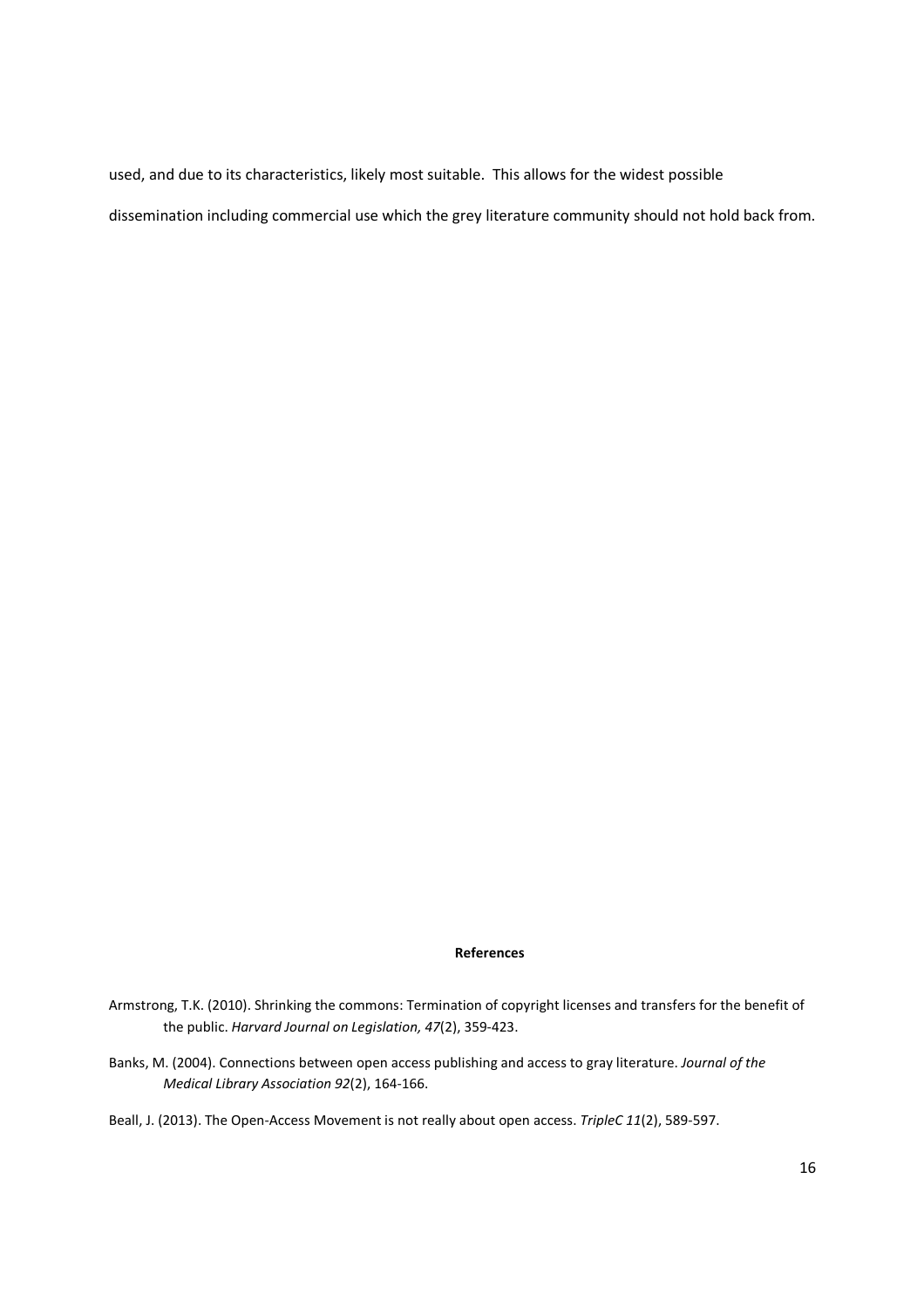used, and due to its characteristics, likely most suitable. This allows for the widest possible dissemination including commercial use which the grey literature community should not hold back from.

**References**

Armstrong, T.K. (2010). Shrinking the commons: Termination of copyright licenses and transfers for the benefit of the public. *Harvard Journal on Legislation, 47*(2), 359-423.

Banks, M. (2004). Connections between open access publishing and access to gray literature. *Journal of the Medical Library Association 92*(2), 164-166.

Beall, J. (2013). The Open-Access Movement is not really about open access. *TripleC 11*(2), 589-597.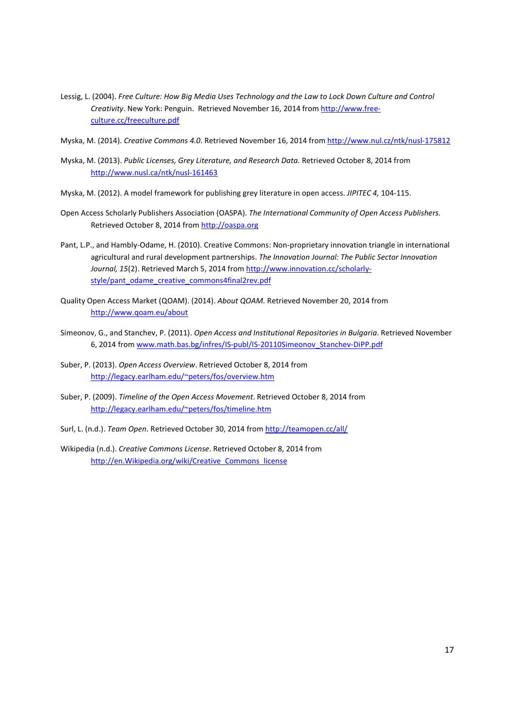Lessig, L. (2004). *Free Culture: How Big Media Uses Technology and the Law to Lock Down Culture and Control Creativity*. New York: Penguin. Retrieved November 16, 2014 from http://www.free-culture.cc/freeculture.pdf

Myska, M. (2014). *Creative Commons 4.0*. Retrieved November 16, 2014 from http://www.nul.cz/ntk/nusl-175812

Myska, M. (2013). *Public Licenses, Grey Literature, and Research Data.* Retrieved October 8, 2014 from http://www.nusl.ca/ntk/nusl-161463

Myska, M. (2012). A model framework for publishing grey literature in open access. *JIPITEC 4,* 104-115.

Open Access Scholarly Publishers Association (OASPA). *The International Community of Open Access Publishers.* Retrieved October 8, 2014 from http://oaspa.org

Pant, L.P., and Hambly-Odame, H. (2010). Creative Commons: Non-proprietary innovation triangle in international agricultural and rural development partnerships. *The Innovation Journal: The Public Sector Innovation Journal, 15*(2). Retrieved March 5, 2014 from http://www.innovation.cc/scholarly-style/pant_odame_creative_commons4final2rev.pdf

Quality Open Access Market (QOAM). (2014). *About QOAM.* Retrieved November 20, 2014 from http://www.qoam.eu/about

Simeonov, G., and Stanchev, P. (2011). *Open Access and Institutional Repositories in Bulgaria*. Retrieved November 6, 2014 from www.math.bas.bg/infres/IS-publ/IS-20110Simeonov_Stanchev-DiPP.pdf

Suber, P. (2013). *Open Access Overview*. Retrieved October 8, 2014 from http://legacy.earlham.edu/~peters/fos/overview.htm

Suber, P. (2009). *Timeline of the Open Access Movement*. Retrieved October 8, 2014 from http://legacy.earlham.edu/~peters/fos/timeline.htm

Surl, L. (n.d.). *Team Open*. Retrieved October 30, 2014 from http://teamopen.cc/all/

Wikipedia (n.d.). *Creative Commons License*. Retrieved October 8, 2014 from http://en.Wikipedia.org/wiki/Creative_Commons_license